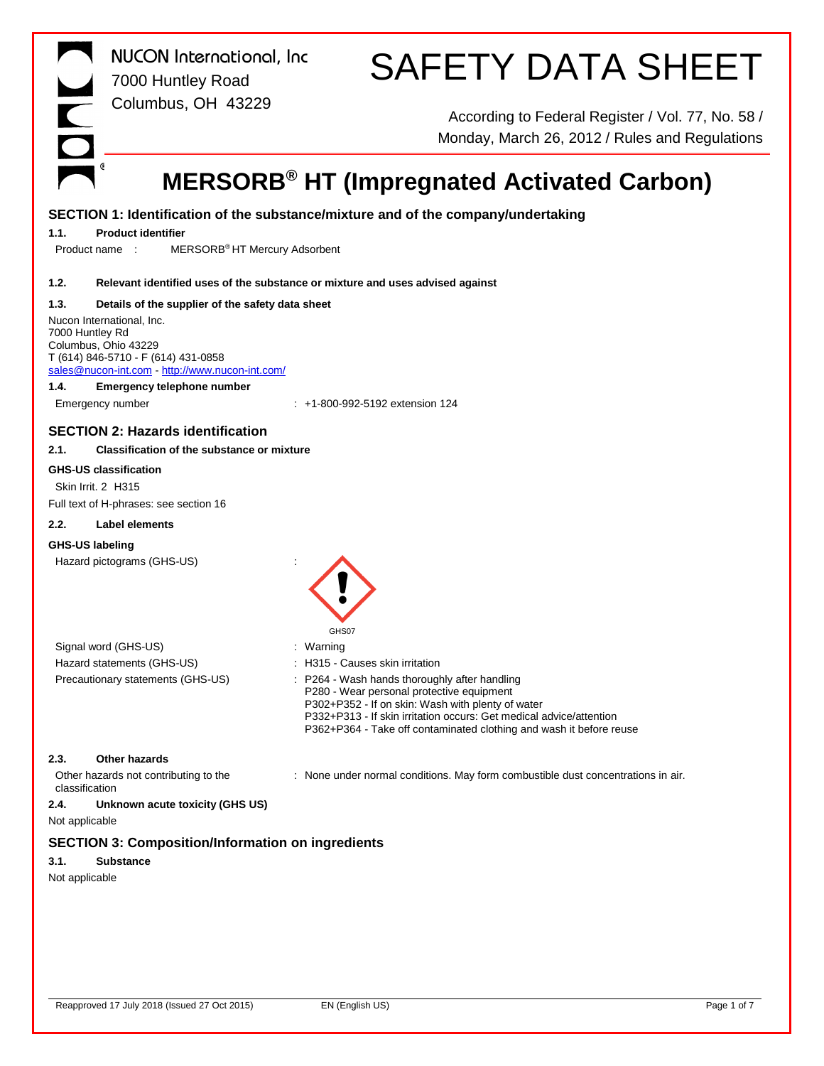NUCON International, Inc
7000 Huntley Road
Columbus, OH 43229

# SAFETY DATA SHEET

According to Federal Register / Vol. 77, No. 58 / Monday, March 26, 2012 / Rules and Regulations

# MERSORB® HT (Impregnated Activated Carbon)

## SECTION 1: Identification of the substance/mixture and of the company/undertaking

### 1.1. Product identifier

Product name : MERSORB® HT Mercury Adsorbent

### 1.2. Relevant identified uses of the substance or mixture and uses advised against

### 1.3. Details of the supplier of the safety data sheet

Nucon International, Inc.
7000 Huntley Rd
Columbus, Ohio 43229
T (614) 846-5710 - F (614) 431-0858
sales@nucon-int.com - http://www.nucon-int.com/

### 1.4. Emergency telephone number

Emergency number : +1-800-992-5192 extension 124

## SECTION 2: Hazards identification

### 2.1. Classification of the substance or mixture

**GHS-US classification**

Skin Irrit. 2 H315

Full text of H-phrases: see section 16

### 2.2. Label elements

**GHS-US labeling**

Hazard pictograms (GHS-US) :

GHS07

Signal word (GHS-US) : Warning

Hazard statements (GHS-US) : H315 - Causes skin irritation

Precautionary statements (GHS-US) : P264 - Wash hands thoroughly after handling
P280 - Wear personal protective equipment
P302+P352 - If on skin: Wash with plenty of water
P332+P313 - If skin irritation occurs: Get medical advice/attention
P362+P364 - Take off contaminated clothing and wash it before reuse

### 2.3. Other hazards

Other hazards not contributing to the classification : None under normal conditions. May form combustible dust concentrations in air.

### 2.4. Unknown acute toxicity (GHS US)

Not applicable

## SECTION 3: Composition/Information on ingredients

### 3.1. Substance

Not applicable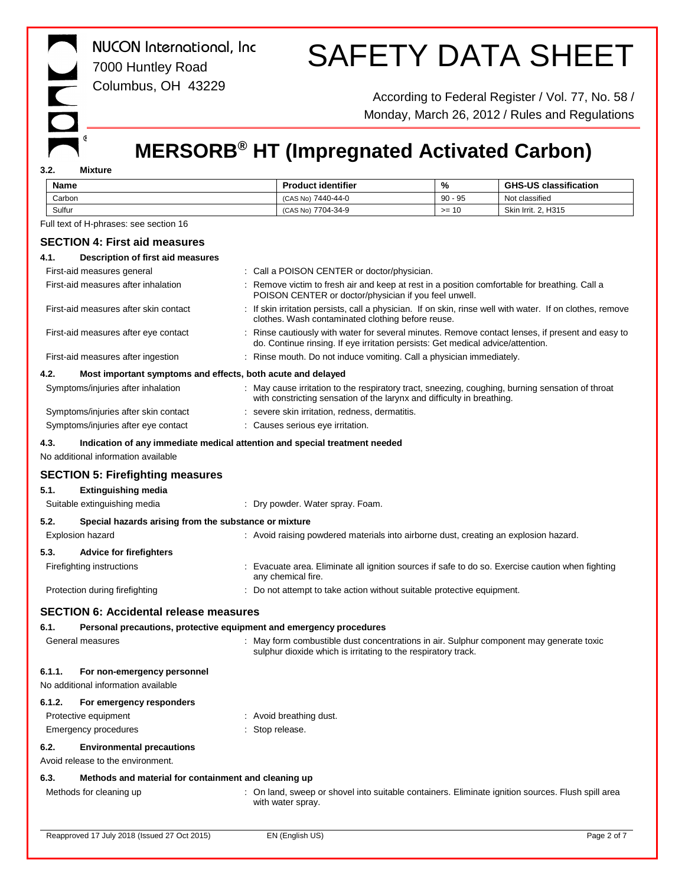### 3.2. Mixture

| Name | Product identifier | % | GHS-US classification |
|---|---|---|---|
| Carbon | (CAS No) 7440-44-0 | 90 - 95 | Not classified |
| Sulfur | (CAS No) 7704-34-9 | >= 10 | Skin Irrit. 2, H315 |

Full text of H-phrases: see section 16

## SECTION 4: First aid measures

### 4.1. Description of first aid measures

First-aid measures general : Call a POISON CENTER or doctor/physician.

First-aid measures after inhalation : Remove victim to fresh air and keep at rest in a position comfortable for breathing. Call a POISON CENTER or doctor/physician if you feel unwell.

First-aid measures after skin contact : If skin irritation persists, call a physician. If on skin, rinse well with water. If on clothes, remove clothes. Wash contaminated clothing before reuse.

First-aid measures after eye contact : Rinse cautiously with water for several minutes. Remove contact lenses, if present and easy to do. Continue rinsing. If eye irritation persists: Get medical advice/attention.

First-aid measures after ingestion : Rinse mouth. Do not induce vomiting. Call a physician immediately.

### 4.2. Most important symptoms and effects, both acute and delayed

Symptoms/injuries after inhalation : May cause irritation to the respiratory tract, sneezing, coughing, burning sensation of throat with constricting sensation of the larynx and difficulty in breathing.

Symptoms/injuries after skin contact : severe skin irritation, redness, dermatitis.

Symptoms/injuries after eye contact : Causes serious eye irritation.

### 4.3. Indication of any immediate medical attention and special treatment needed

No additional information available

## SECTION 5: Firefighting measures

### 5.1. Extinguishing media

Suitable extinguishing media : Dry powder. Water spray. Foam.

### 5.2. Special hazards arising from the substance or mixture

Explosion hazard : Avoid raising powdered materials into airborne dust, creating an explosion hazard.

### 5.3. Advice for firefighters

Firefighting instructions : Evacuate area. Eliminate all ignition sources if safe to do so. Exercise caution when fighting any chemical fire.

Protection during firefighting : Do not attempt to take action without suitable protective equipment.

## SECTION 6: Accidental release measures

### 6.1. Personal precautions, protective equipment and emergency procedures

General measures : May form combustible dust concentrations in air. Sulphur component may generate toxic sulphur dioxide which is irritating to the respiratory track.

#### 6.1.1. For non-emergency personnel

No additional information available

#### 6.1.2. For emergency responders

Protective equipment : Avoid breathing dust.

Emergency procedures : Stop release.

### 6.2. Environmental precautions

Avoid release to the environment.

### 6.3. Methods and material for containment and cleaning up

Methods for cleaning up : On land, sweep or shovel into suitable containers. Eliminate ignition sources. Flush spill area with water spray.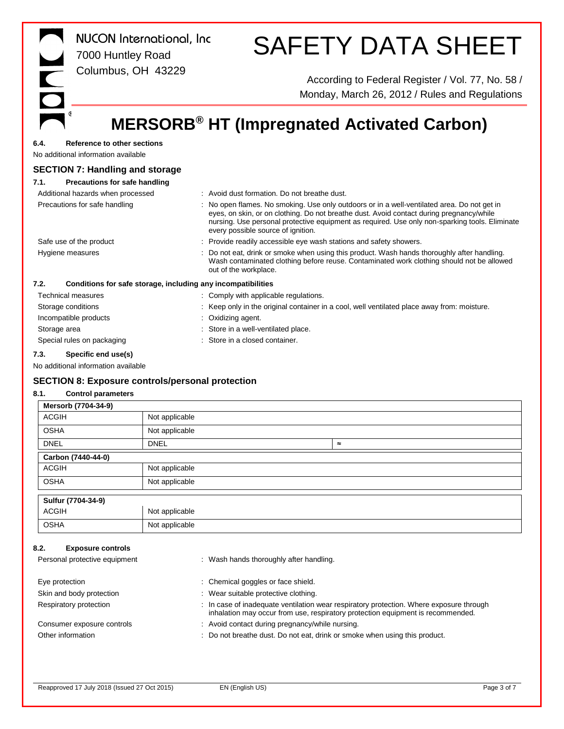#### 6.4. Reference to other sections

No additional information available

## SECTION 7: Handling and storage

#### 7.1. Precautions for safe handling

| | |
|---|---|
| Additional hazards when processed | : Avoid dust formation. Do not breathe dust. |
| Precautions for safe handling | : No open flames. No smoking. Use only outdoors or in a well-ventilated area. Do not get in eyes, on skin, or on clothing. Do not breathe dust. Avoid contact during pregnancy/while nursing. Use personal protective equipment as required. Use only non-sparking tools. Eliminate every possible source of ignition. |
| Safe use of the product | : Provide readily accessible eye wash stations and safety showers. |
| Hygiene measures | : Do not eat, drink or smoke when using this product. Wash hands thoroughly after handling. Wash contaminated clothing before reuse. Contaminated work clothing should not be allowed out of the workplace. |

#### 7.2. Conditions for safe storage, including any incompatibilities

| | |
|---|---|
| Technical measures | : Comply with applicable regulations. |
| Storage conditions | : Keep only in the original container in a cool, well ventilated place away from: moisture. |
| Incompatible products | : Oxidizing agent. |
| Storage area | : Store in a well-ventilated place. |
| Special rules on packaging | : Store in a closed container. |

#### 7.3. Specific end use(s)

No additional information available

## SECTION 8: Exposure controls/personal protection

#### 8.1. Control parameters

| Mersorb (7704-34-9) | | |
|---|---|---|
| ACGIH | Not applicable | |
| OSHA | Not applicable | |
| DNEL | DNEL | ≈ |

| Carbon (7440-44-0) | |
|---|---|
| ACGIH | Not applicable |
| OSHA | Not applicable |

| Sulfur (7704-34-9) | |
|---|---|
| ACGIH | Not applicable |
| OSHA | Not applicable |

#### 8.2. Exposure controls

| | |
|---|---|
| Personal protective equipment | : Wash hands thoroughly after handling. |
| Eye protection | : Chemical goggles or face shield. |
| Skin and body protection | : Wear suitable protective clothing. |
| Respiratory protection | : In case of inadequate ventilation wear respiratory protection. Where exposure through inhalation may occur from use, respiratory protection equipment is recommended. |
| Consumer exposure controls | : Avoid contact during pregnancy/while nursing. |
| Other information | : Do not breathe dust. Do not eat, drink or smoke when using this product. |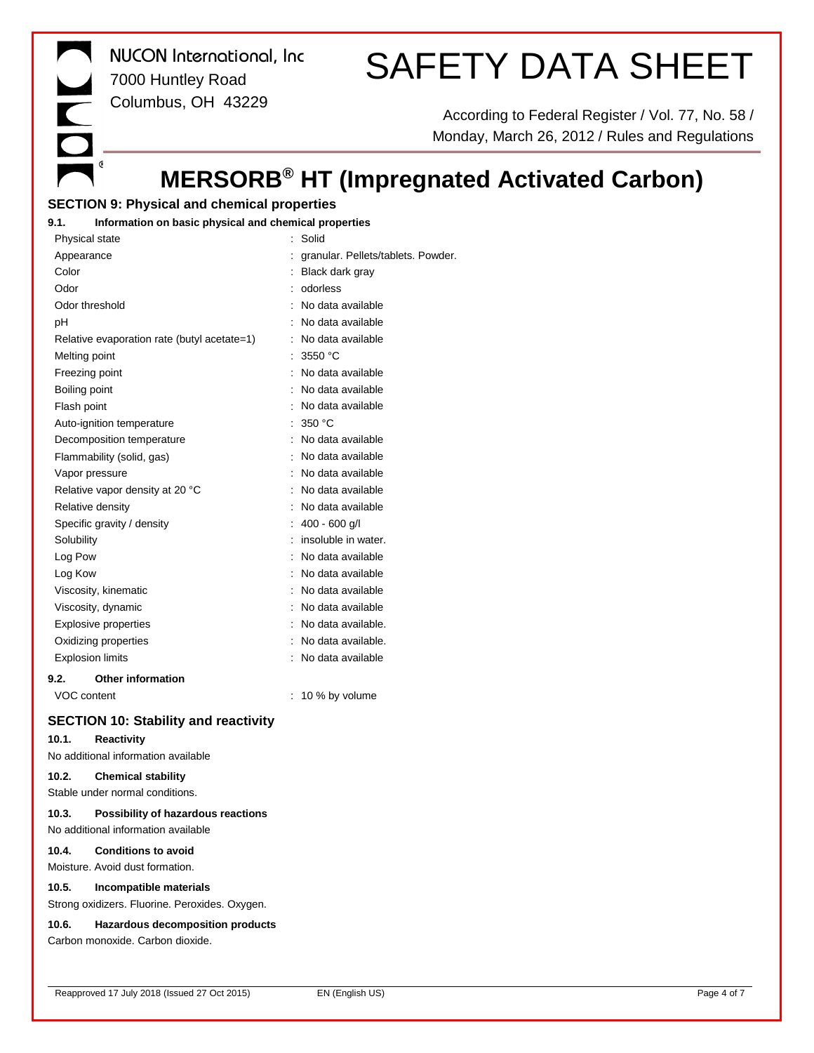## SECTION 9: Physical and chemical properties

### 9.1. Information on basic physical and chemical properties

| Property | Value |
|---|---|
| Physical state | : Solid |
| Appearance | : granular. Pellets/tablets. Powder. |
| Color | : Black dark gray |
| Odor | : odorless |
| Odor threshold | : No data available |
| pH | : No data available |
| Relative evaporation rate (butyl acetate=1) | : No data available |
| Melting point | : 3550 °C |
| Freezing point | : No data available |
| Boiling point | : No data available |
| Flash point | : No data available |
| Auto-ignition temperature | : 350 °C |
| Decomposition temperature | : No data available |
| Flammability (solid, gas) | : No data available |
| Vapor pressure | : No data available |
| Relative vapor density at 20 °C | : No data available |
| Relative density | : No data available |
| Specific gravity / density | : 400 - 600 g/l |
| Solubility | : insoluble in water. |
| Log Pow | : No data available |
| Log Kow | : No data available |
| Viscosity, kinematic | : No data available |
| Viscosity, dynamic | : No data available |
| Explosive properties | : No data available. |
| Oxidizing properties | : No data available. |
| Explosion limits | : No data available |

### 9.2. Other information

| Property | Value |
|---|---|
| VOC content | : 10 % by volume |

## SECTION 10: Stability and reactivity

### 10.1. Reactivity

No additional information available

### 10.2. Chemical stability

Stable under normal conditions.

### 10.3. Possibility of hazardous reactions

No additional information available

### 10.4. Conditions to avoid

Moisture. Avoid dust formation.

### 10.5. Incompatible materials

Strong oxidizers. Fluorine. Peroxides. Oxygen.

### 10.6. Hazardous decomposition products

Carbon monoxide. Carbon dioxide.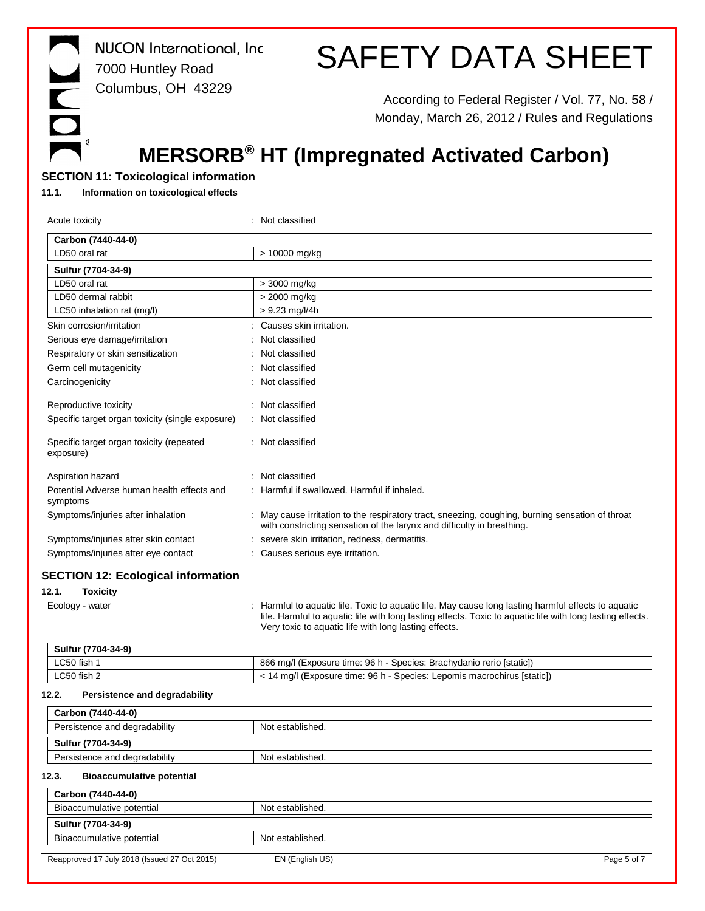## SECTION 11: Toxicological information

### 11.1. Information on toxicological effects

Acute toxicity : Not classified

| Carbon (7440-44-0) | |
|---|---|
| LD50 oral rat | > 10000 mg/kg |
| **Sulfur (7704-34-9)** | |
| LD50 oral rat | > 3000 mg/kg |
| LD50 dermal rabbit | > 2000 mg/kg |
| LC50 inhalation rat (mg/l) | > 9.23 mg/l/4h |

Skin corrosion/irritation : Causes skin irritation.

Serious eye damage/irritation : Not classified

Respiratory or skin sensitization : Not classified

Germ cell mutagenicity : Not classified

Carcinogenicity : Not classified

Reproductive toxicity : Not classified

Specific target organ toxicity (single exposure) : Not classified

Specific target organ toxicity (repeated exposure) : Not classified

Aspiration hazard : Not classified

Potential Adverse human health effects and symptoms : Harmful if swallowed. Harmful if inhaled.

Symptoms/injuries after inhalation : May cause irritation to the respiratory tract, sneezing, coughing, burning sensation of throat with constricting sensation of the larynx and difficulty in breathing.

Symptoms/injuries after skin contact : severe skin irritation, redness, dermatitis.

Symptoms/injuries after eye contact : Causes serious eye irritation.

## SECTION 12: Ecological information

### 12.1. Toxicity

Ecology - water : Harmful to aquatic life. Toxic to aquatic life. May cause long lasting harmful effects to aquatic life. Harmful to aquatic life with long lasting effects. Toxic to aquatic life with long lasting effects. Very toxic to aquatic life with long lasting effects.

| Sulfur (7704-34-9) | |
|---|---|
| LC50 fish 1 | 866 mg/l (Exposure time: 96 h - Species: Brachydanio rerio [static]) |
| LC50 fish 2 | < 14 mg/l (Exposure time: 96 h - Species: Lepomis macrochirus [static]) |

### 12.2. Persistence and degradability

| Carbon (7440-44-0) | |
|---|---|
| Persistence and degradability | Not established. |
| **Sulfur (7704-34-9)** | |
| Persistence and degradability | Not established. |

### 12.3. Bioaccumulative potential

| Carbon (7440-44-0) | |
|---|---|
| Bioaccumulative potential | Not established. |
| **Sulfur (7704-34-9)** | |
| Bioaccumulative potential | Not established. |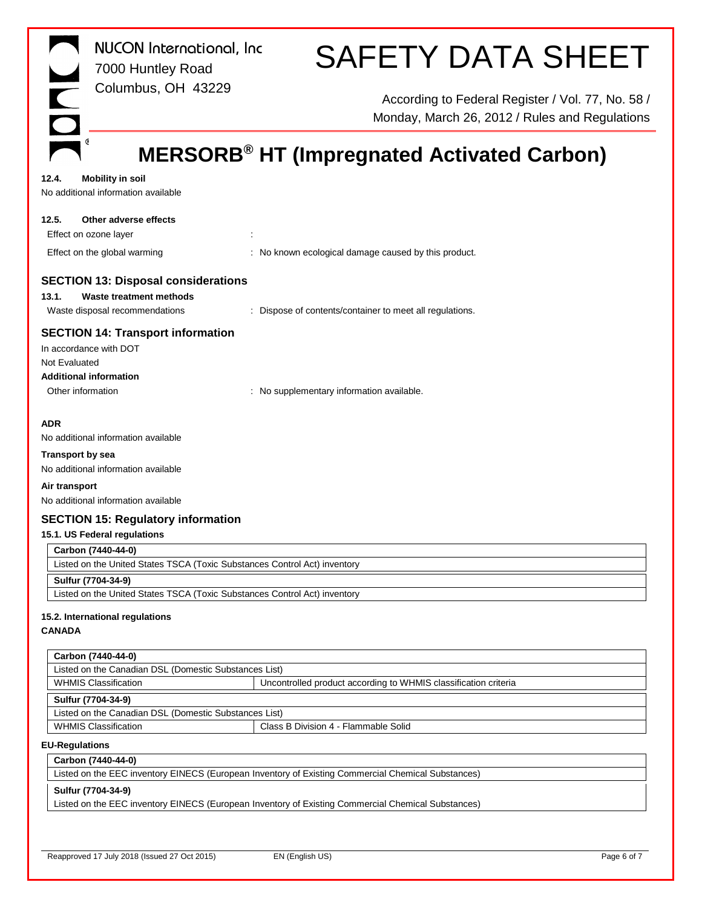#### 12.4. Mobility in soil

No additional information available

#### 12.5. Other adverse effects

| | |
|---|---|
| Effect on ozone layer | : |
| Effect on the global warming | : No known ecological damage caused by this product. |

## SECTION 13: Disposal considerations

#### 13.1. Waste treatment methods

| | |
|---|---|
| Waste disposal recommendations | : Dispose of contents/container to meet all regulations. |

## SECTION 14: Transport information

In accordance with DOT

Not Evaluated

**Additional information**

| | |
|---|---|
| Other information | : No supplementary information available. |

**ADR**

No additional information available

**Transport by sea**

No additional information available

**Air transport**

No additional information available

## SECTION 15: Regulatory information

**15.1. US Federal regulations**

| Carbon (7440-44-0) |
|---|
| Listed on the United States TSCA (Toxic Substances Control Act) inventory |

| Sulfur (7704-34-9) |
|---|
| Listed on the United States TSCA (Toxic Substances Control Act) inventory |

**15.2. International regulations**

**CANADA**

| Carbon (7440-44-0) | |
|---|---|
| Listed on the Canadian DSL (Domestic Substances List) | |
| WHMIS Classification | Uncontrolled product according to WHMIS classification criteria |

| Sulfur (7704-34-9) | |
|---|---|
| Listed on the Canadian DSL (Domestic Substances List) | |
| WHMIS Classification | Class B Division 4 - Flammable Solid |

**EU-Regulations**

| Carbon (7440-44-0) |
|---|
| Listed on the EEC inventory EINECS (European Inventory of Existing Commercial Chemical Substances) |

| Sulfur (7704-34-9) |
|---|
| Listed on the EEC inventory EINECS (European Inventory of Existing Commercial Chemical Substances) |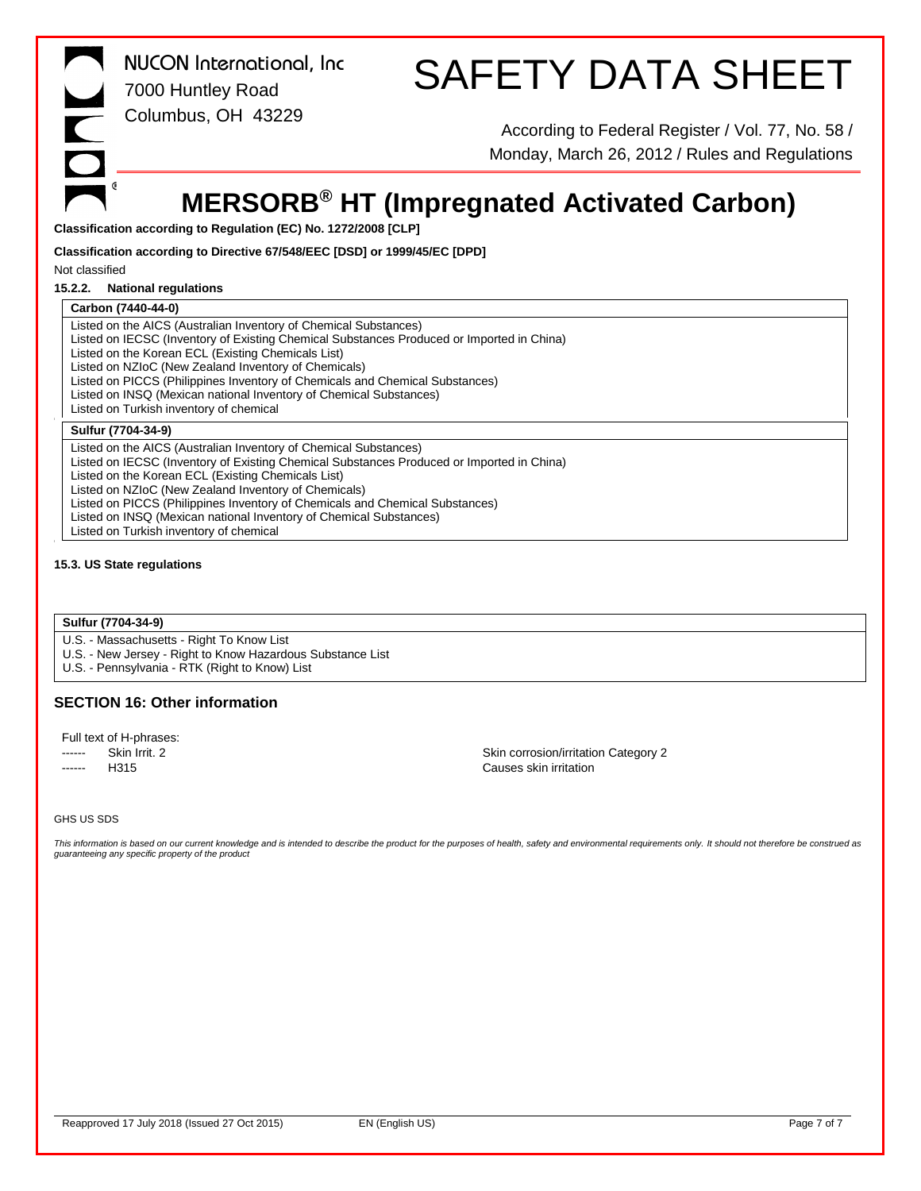NUCON International, Inc
7000 Huntley Road
Columbus, OH 43229

# SAFETY DATA SHEET

According to Federal Register / Vol. 77, No. 58 / Monday, March 26, 2012 / Rules and Regulations

# MERSORB® HT (Impregnated Activated Carbon)

**Classification according to Regulation (EC) No. 1272/2008 [CLP]**

**Classification according to Directive 67/548/EEC [DSD] or 1999/45/EC [DPD]**

Not classified

### 15.2.2. National regulations

| **Carbon (7440-44-0)** |
|---|
| Listed on the AICS (Australian Inventory of Chemical Substances)<br>Listed on IECSC (Inventory of Existing Chemical Substances Produced or Imported in China)<br>Listed on the Korean ECL (Existing Chemicals List)<br>Listed on NZIoC (New Zealand Inventory of Chemicals)<br>Listed on PICCS (Philippines Inventory of Chemicals and Chemical Substances)<br>Listed on INSQ (Mexican national Inventory of Chemical Substances)<br>Listed on Turkish inventory of chemical |

| **Sulfur (7704-34-9)** |
|---|
| Listed on the AICS (Australian Inventory of Chemical Substances)<br>Listed on IECSC (Inventory of Existing Chemical Substances Produced or Imported in China)<br>Listed on the Korean ECL (Existing Chemicals List)<br>Listed on NZIoC (New Zealand Inventory of Chemicals)<br>Listed on PICCS (Philippines Inventory of Chemicals and Chemical Substances)<br>Listed on INSQ (Mexican national Inventory of Chemical Substances)<br>Listed on Turkish inventory of chemical |

### 15.3. US State regulations

| **Sulfur (7704-34-9)** |
|---|
| U.S. - Massachusetts - Right To Know List<br>U.S. - New Jersey - Right to Know Hazardous Substance List<br>U.S. - Pennsylvania - RTK (Right to Know) List |

## SECTION 16: Other information

Full text of H-phrases:

| | | |
|---|---|---|
| ------ | Skin Irrit. 2 | Skin corrosion/irritation Category 2 |
| ------ | H315 | Causes skin irritation |

GHS US SDS

*This information is based on our current knowledge and is intended to describe the product for the purposes of health, safety and environmental requirements only. It should not therefore be construed as guaranteeing any specific property of the product*

Reapproved 17 July 2018 (Issued 27 Oct 2015) EN (English US)